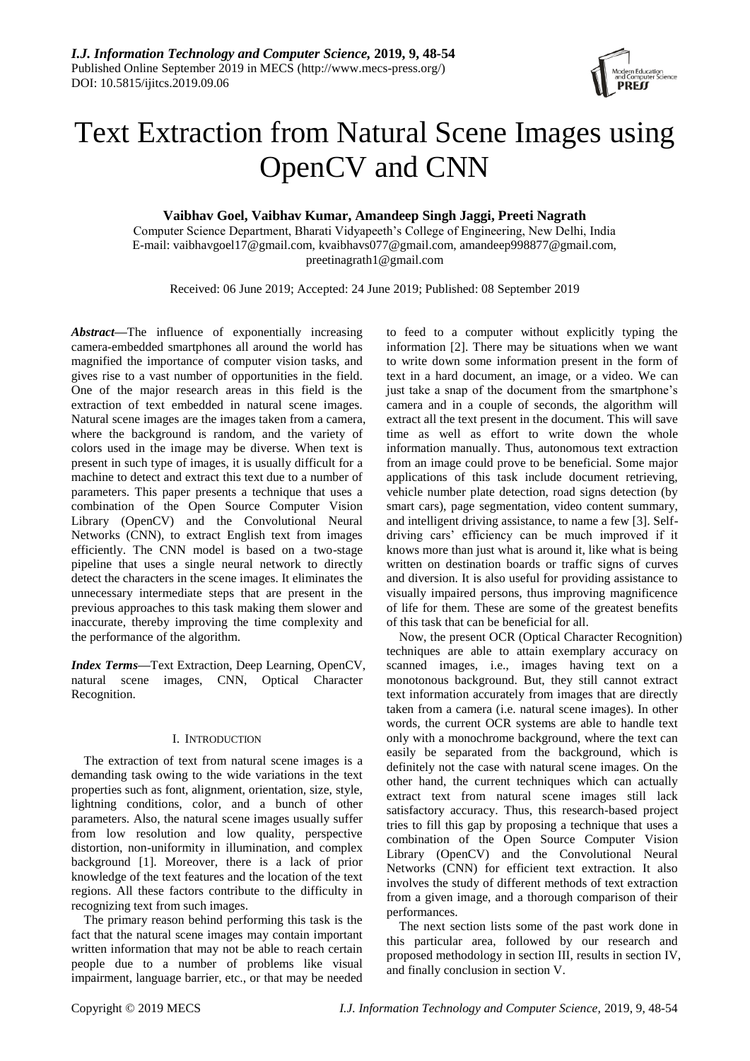# Text Extraction from Natural Scene Images using OpenCV and CNN

**Vaibhav Goel, Vaibhav Kumar, Amandeep Singh Jaggi, Preeti Nagrath**

Computer Science Department, Bharati Vidyapeeth's College of Engineering, New Delhi, India
E-mail: vaibhavgoel17@gmail.com, kvaibhavs077@gmail.com, amandeep998877@gmail.com, preetinagrath1@gmail.com

Received: 06 June 2019; Accepted: 24 June 2019; Published: 08 September 2019

***Abstract*—**The influence of exponentially increasing camera-embedded smartphones all around the world has magnified the importance of computer vision tasks, and gives rise to a vast number of opportunities in the field. One of the major research areas in this field is the extraction of text embedded in natural scene images. Natural scene images are the images taken from a camera, where the background is random, and the variety of colors used in the image may be diverse. When text is present in such type of images, it is usually difficult for a machine to detect and extract this text due to a number of parameters. This paper presents a technique that uses a combination of the Open Source Computer Vision Library (OpenCV) and the Convolutional Neural Networks (CNN), to extract English text from images efficiently. The CNN model is based on a two-stage pipeline that uses a single neural network to directly detect the characters in the scene images. It eliminates the unnecessary intermediate steps that are present in the previous approaches to this task making them slower and inaccurate, thereby improving the time complexity and the performance of the algorithm.

***Index Terms*—**Text Extraction, Deep Learning, OpenCV, natural scene images, CNN, Optical Character Recognition.

## I. Introduction

The extraction of text from natural scene images is a demanding task owing to the wide variations in the text properties such as font, alignment, orientation, size, style, lightning conditions, color, and a bunch of other parameters. Also, the natural scene images usually suffer from low resolution and low quality, perspective distortion, non-uniformity in illumination, and complex background [1]. Moreover, there is a lack of prior knowledge of the text features and the location of the text regions. All these factors contribute to the difficulty in recognizing text from such images.

The primary reason behind performing this task is the fact that the natural scene images may contain important written information that may not be able to reach certain people due to a number of problems like visual impairment, language barrier, etc., or that may be needed to feed to a computer without explicitly typing the information [2]. There may be situations when we want to write down some information present in the form of text in a hard document, an image, or a video. We can just take a snap of the document from the smartphone's camera and in a couple of seconds, the algorithm will extract all the text present in the document. This will save time as well as effort to write down the whole information manually. Thus, autonomous text extraction from an image could prove to be beneficial. Some major applications of this task include document retrieving, vehicle number plate detection, road signs detection (by smart cars), page segmentation, video content summary, and intelligent driving assistance, to name a few [3]. Self-driving cars' efficiency can be much improved if it knows more than just what is around it, like what is being written on destination boards or traffic signs of curves and diversion. It is also useful for providing assistance to visually impaired persons, thus improving magnificence of life for them. These are some of the greatest benefits of this task that can be beneficial for all.

Now, the present OCR (Optical Character Recognition) techniques are able to attain exemplary accuracy on scanned images, i.e., images having text on a monotonous background. But, they still cannot extract text information accurately from images that are directly taken from a camera (i.e. natural scene images). In other words, the current OCR systems are able to handle text only with a monochrome background, where the text can easily be separated from the background, which is definitely not the case with natural scene images. On the other hand, the current techniques which can actually extract text from natural scene images still lack satisfactory accuracy. Thus, this research-based project tries to fill this gap by proposing a technique that uses a combination of the Open Source Computer Vision Library (OpenCV) and the Convolutional Neural Networks (CNN) for efficient text extraction. It also involves the study of different methods of text extraction from a given image, and a thorough comparison of their performances.

The next section lists some of the past work done in this particular area, followed by our research and proposed methodology in section III, results in section IV, and finally conclusion in section V.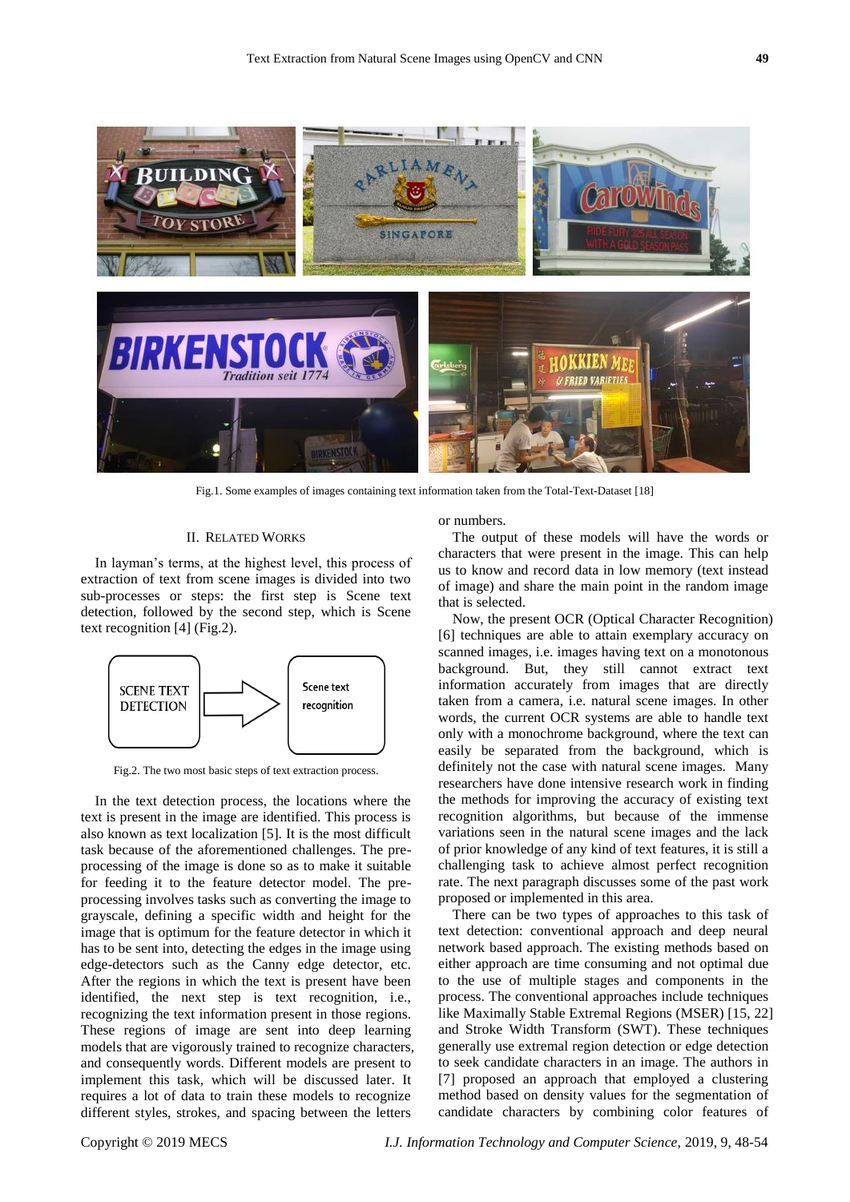Fig.1. Some examples of images containing text information taken from the Total-Text-Dataset [18]

## II. Related Works

In layman's terms, at the highest level, this process of extraction of text from scene images is divided into two sub-processes or steps: the first step is Scene text detection, followed by the second step, which is Scene text recognition [4] (Fig.2).

Fig.2. The two most basic steps of text extraction process.

In the text detection process, the locations where the text is present in the image are identified. This process is also known as text localization [5]. It is the most difficult task because of the aforementioned challenges. The pre-processing of the image is done so as to make it suitable for feeding it to the feature detector model. The pre-processing involves tasks such as converting the image to grayscale, defining a specific width and height for the image that is optimum for the feature detector in which it has to be sent into, detecting the edges in the image using edge-detectors such as the Canny edge detector, etc. After the regions in which the text is present have been identified, the next step is text recognition, i.e., recognizing the text information present in those regions. These regions of image are sent into deep learning models that are vigorously trained to recognize characters, and consequently words. Different models are present to implement this task, which will be discussed later. It requires a lot of data to train these models to recognize different styles, strokes, and spacing between the letters or numbers.

The output of these models will have the words or characters that were present in the image. This can help us to know and record data in low memory (text instead of image) and share the main point in the random image that is selected.

Now, the present OCR (Optical Character Recognition) [6] techniques are able to attain exemplary accuracy on scanned images, i.e. images having text on a monotonous background. But, they still cannot extract text information accurately from images that are directly taken from a camera, i.e. natural scene images. In other words, the current OCR systems are able to handle text only with a monochrome background, where the text can easily be separated from the background, which is definitely not the case with natural scene images. Many researchers have done intensive research work in finding the methods for improving the accuracy of existing text recognition algorithms, but because of the immense variations seen in the natural scene images and the lack of prior knowledge of any kind of text features, it is still a challenging task to achieve almost perfect recognition rate. The next paragraph discusses some of the past work proposed or implemented in this area.

There can be two types of approaches to this task of text detection: conventional approach and deep neural network based approach. The existing methods based on either approach are time consuming and not optimal due to the use of multiple stages and components in the process. The conventional approaches include techniques like Maximally Stable Extremal Regions (MSER) [15, 22] and Stroke Width Transform (SWT). These techniques generally use extremal region detection or edge detection to seek candidate characters in an image. The authors in [7] proposed an approach that employed a clustering method based on density values for the segmentation of candidate characters by combining color features of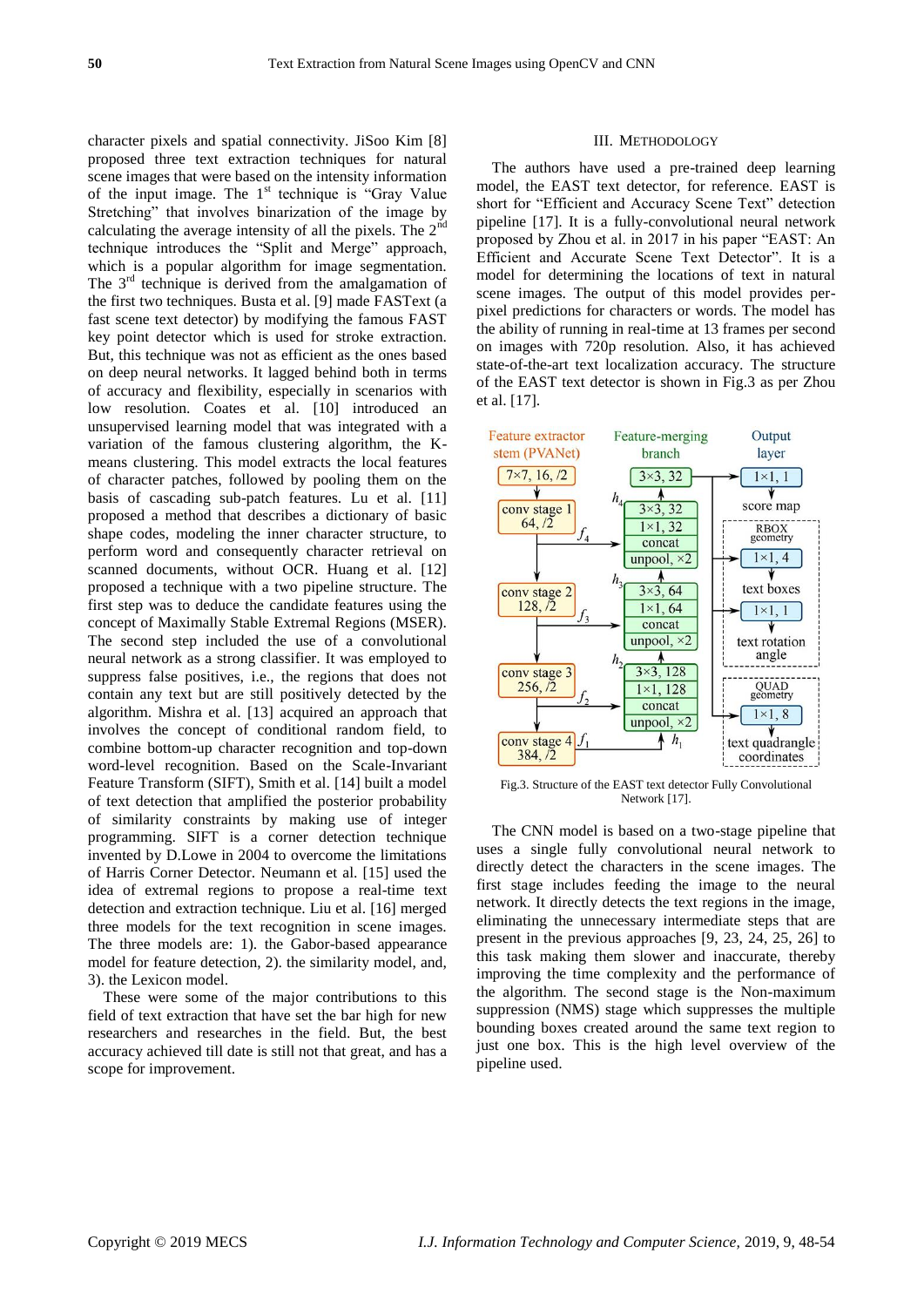character pixels and spatial connectivity. JiSoo Kim [8] proposed three text extraction techniques for natural scene images that were based on the intensity information of the input image. The 1st technique is "Gray Value Stretching" that involves binarization of the image by calculating the average intensity of all the pixels. The 2nd technique introduces the "Split and Merge" approach, which is a popular algorithm for image segmentation. The 3rd technique is derived from the amalgamation of the first two techniques. Busta et al. [9] made FASText (a fast scene text detector) by modifying the famous FAST key point detector which is used for stroke extraction. But, this technique was not as efficient as the ones based on deep neural networks. It lagged behind both in terms of accuracy and flexibility, especially in scenarios with low resolution. Coates et al. [10] introduced an unsupervised learning model that was integrated with a variation of the famous clustering algorithm, the K-means clustering. This model extracts the local features of character patches, followed by pooling them on the basis of cascading sub-patch features. Lu et al. [11] proposed a method that describes a dictionary of basic shape codes, modeling the inner character structure, to perform word and consequently character retrieval on scanned documents, without OCR. Huang et al. [12] proposed a technique with a two pipeline structure. The first step was to deduce the candidate features using the concept of Maximally Stable Extremal Regions (MSER). The second step included the use of a convolutional neural network as a strong classifier. It was employed to suppress false positives, i.e., the regions that does not contain any text but are still positively detected by the algorithm. Mishra et al. [13] acquired an approach that involves the concept of conditional random field, to combine bottom-up character recognition and top-down word-level recognition. Based on the Scale-Invariant Feature Transform (SIFT), Smith et al. [14] built a model of text detection that amplified the posterior probability of similarity constraints by making use of integer programming. SIFT is a corner detection technique invented by D.Lowe in 2004 to overcome the limitations of Harris Corner Detector. Neumann et al. [15] used the idea of extremal regions to propose a real-time text detection and extraction technique. Liu et al. [16] merged three models for the text recognition in scene images. The three models are: 1). the Gabor-based appearance model for feature detection, 2). the similarity model, and, 3). the Lexicon model.

These were some of the major contributions to this field of text extraction that have set the bar high for new researchers and researches in the field. But, the best accuracy achieved till date is still not that great, and has a scope for improvement.

## III. Methodology

The authors have used a pre-trained deep learning model, the EAST text detector, for reference. EAST is short for "Efficient and Accuracy Scene Text" detection pipeline [17]. It is a fully-convolutional neural network proposed by Zhou et al. in 2017 in his paper "EAST: An Efficient and Accurate Scene Text Detector". It is a model for determining the locations of text in natural scene images. The output of this model provides per-pixel predictions for characters or words. The model has the ability of running in real-time at 13 frames per second on images with 720p resolution. Also, it has achieved state-of-the-art text localization accuracy. The structure of the EAST text detector is shown in Fig.3 as per Zhou et al. [17].

Fig.3. Structure of the EAST text detector Fully Convolutional Network [17].

The CNN model is based on a two-stage pipeline that uses a single fully convolutional neural network to directly detect the characters in the scene images. The first stage includes feeding the image to the neural network. It directly detects the text regions in the image, eliminating the unnecessary intermediate steps that are present in the previous approaches [9, 23, 24, 25, 26] to this task making them slower and inaccurate, thereby improving the time complexity and the performance of the algorithm. The second stage is the Non-maximum suppression (NMS) stage which suppresses the multiple bounding boxes created around the same text region to just one box. This is the high level overview of the pipeline used.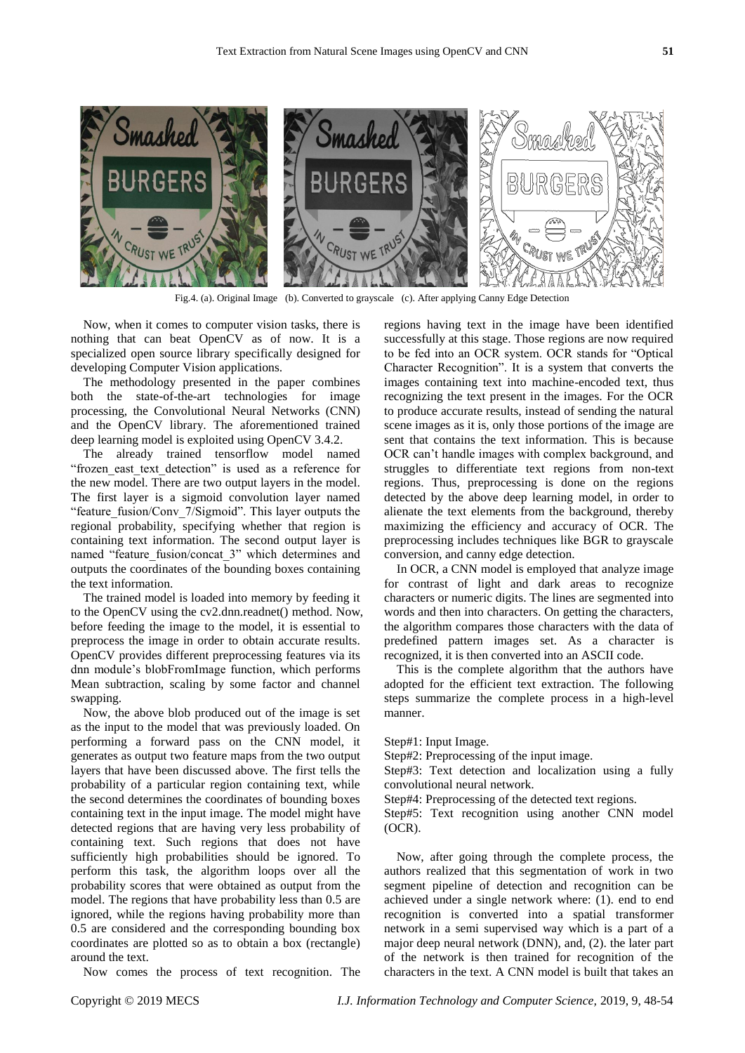Fig.4. (a). Original Image (b). Converted to grayscale (c). After applying Canny Edge Detection

Now, when it comes to computer vision tasks, there is nothing that can beat OpenCV as of now. It is a specialized open source library specifically designed for developing Computer Vision applications.

The methodology presented in the paper combines both the state-of-the-art technologies for image processing, the Convolutional Neural Networks (CNN) and the OpenCV library. The aforementioned trained deep learning model is exploited using OpenCV 3.4.2.

The already trained tensorflow model named "frozen_east_text_detection" is used as a reference for the new model. There are two output layers in the model. The first layer is a sigmoid convolution layer named "feature_fusion/Conv_7/Sigmoid". This layer outputs the regional probability, specifying whether that region is containing text information. The second output layer is named "feature_fusion/concat_3" which determines and outputs the coordinates of the bounding boxes containing the text information.

The trained model is loaded into memory by feeding it to the OpenCV using the cv2.dnn.readnet() method. Now, before feeding the image to the model, it is essential to preprocess the image in order to obtain accurate results. OpenCV provides different preprocessing features via its dnn module's blobFromImage function, which performs Mean subtraction, scaling by some factor and channel swapping.

Now, the above blob produced out of the image is set as the input to the model that was previously loaded. On performing a forward pass on the CNN model, it generates as output two feature maps from the two output layers that have been discussed above. The first tells the probability of a particular region containing text, while the second determines the coordinates of bounding boxes containing text in the input image. The model might have detected regions that are having very less probability of containing text. Such regions that does not have sufficiently high probabilities should be ignored. To perform this task, the algorithm loops over all the probability scores that were obtained as output from the model. The regions that have probability less than 0.5 are ignored, while the regions having probability more than 0.5 are considered and the corresponding bounding box coordinates are plotted so as to obtain a box (rectangle) around the text.

Now comes the process of text recognition. The regions having text in the image have been identified successfully at this stage. Those regions are now required to be fed into an OCR system. OCR stands for "Optical Character Recognition". It is a system that converts the images containing text into machine-encoded text, thus recognizing the text present in the images. For the OCR to produce accurate results, instead of sending the natural scene images as it is, only those portions of the image are sent that contains the text information. This is because OCR can't handle images with complex background, and struggles to differentiate text regions from non-text regions. Thus, preprocessing is done on the regions detected by the above deep learning model, in order to alienate the text elements from the background, thereby maximizing the efficiency and accuracy of OCR. The preprocessing includes techniques like BGR to grayscale conversion, and canny edge detection.

In OCR, a CNN model is employed that analyze image for contrast of light and dark areas to recognize characters or numeric digits. The lines are segmented into words and then into characters. On getting the characters, the algorithm compares those characters with the data of predefined pattern images set. As a character is recognized, it is then converted into an ASCII code.

This is the complete algorithm that the authors have adopted for the efficient text extraction. The following steps summarize the complete process in a high-level manner.

Step#1: Input Image.

Step#2: Preprocessing of the input image.

Step#3: Text detection and localization using a fully convolutional neural network.

Step#4: Preprocessing of the detected text regions.

Step#5: Text recognition using another CNN model (OCR).

Now, after going through the complete process, the authors realized that this segmentation of work in two segment pipeline of detection and recognition can be achieved under a single network where: (1). end to end recognition is converted into a spatial transformer network in a semi supervised way which is a part of a major deep neural network (DNN), and, (2). the later part of the network is then trained for recognition of the characters in the text. A CNN model is built that takes an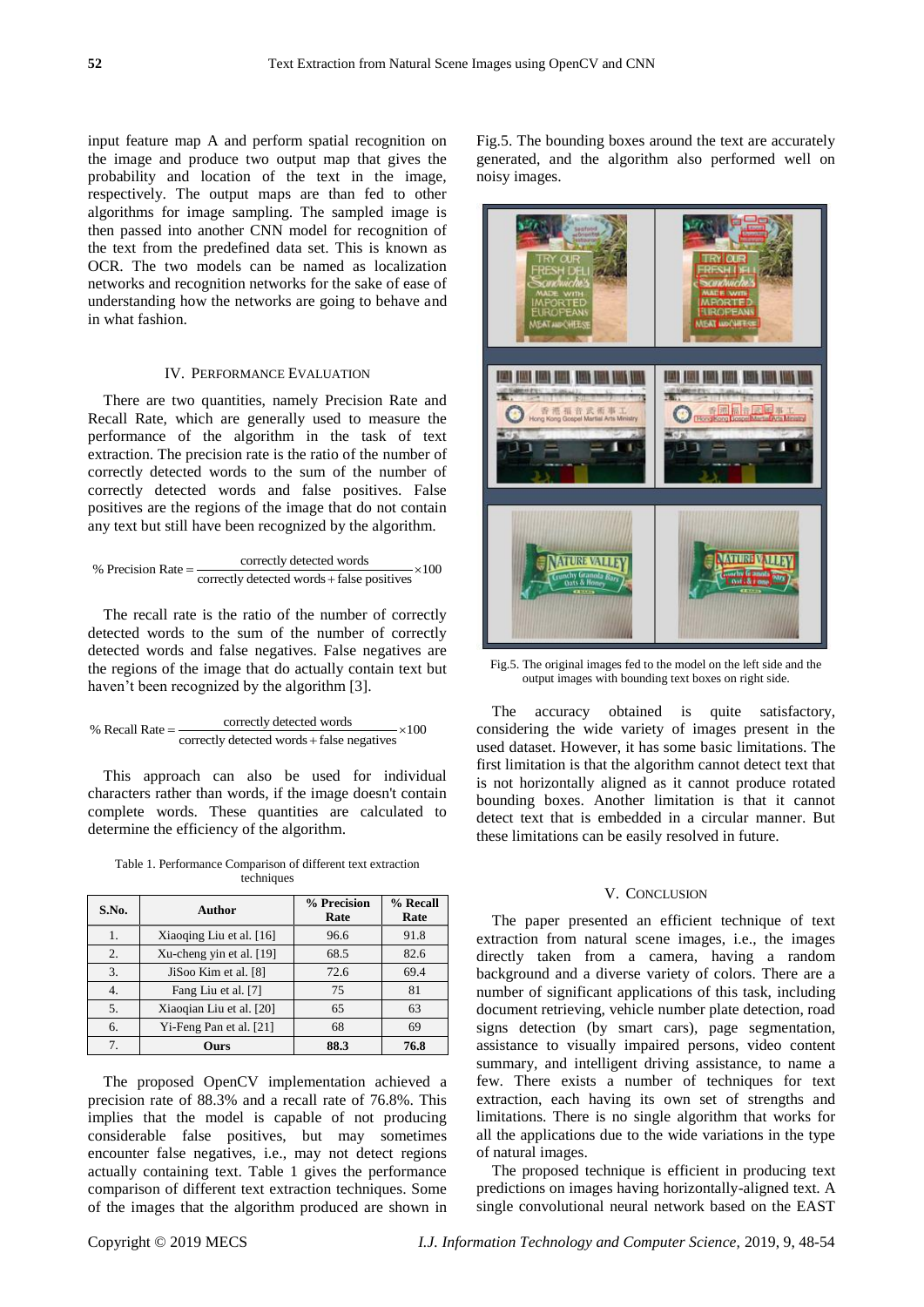input feature map A and perform spatial recognition on the image and produce two output map that gives the probability and location of the text in the image, respectively. The output maps are than fed to other algorithms for image sampling. The sampled image is then passed into another CNN model for recognition of the text from the predefined data set. This is known as OCR. The two models can be named as localization networks and recognition networks for the sake of ease of understanding how the networks are going to behave and in what fashion.

## IV. Performance Evaluation

There are two quantities, namely Precision Rate and Recall Rate, which are generally used to measure the performance of the algorithm in the task of text extraction. The precision rate is the ratio of the number of correctly detected words to the sum of the number of correctly detected words and false positives. False positives are the regions of the image that do not contain any text but still have been recognized by the algorithm.

$$\%\text{ Precision Rate} = \frac{\text{correctly detected words}}{\text{correctly detected words} + \text{false positives}} \times 100$$

The recall rate is the ratio of the number of correctly detected words to the sum of the number of correctly detected words and false negatives. False negatives are the regions of the image that do actually contain text but haven't been recognized by the algorithm [3].

$$\%\text{ Recall Rate} = \frac{\text{correctly detected words}}{\text{correctly detected words} + \text{false negatives}} \times 100$$

This approach can also be used for individual characters rather than words, if the image doesn't contain complete words. These quantities are calculated to determine the efficiency of the algorithm.

Table 1. Performance Comparison of different text extraction techniques

| S.No. | Author | % Precision Rate | % Recall Rate |
|---|---|---|---|
| 1. | Xiaoqing Liu et al. [16] | 96.6 | 91.8 |
| 2. | Xu-cheng yin et al. [19] | 68.5 | 82.6 |
| 3. | JiSoo Kim et al. [8] | 72.6 | 69.4 |
| 4. | Fang Liu et al. [7] | 75 | 81 |
| 5. | Xiaoqian Liu et al. [20] | 65 | 63 |
| 6. | Yi-Feng Pan et al. [21] | 68 | 69 |
| 7. | **Ours** | **88.3** | **76.8** |

The proposed OpenCV implementation achieved a precision rate of 88.3% and a recall rate of 76.8%. This implies that the model is capable of not producing considerable false positives, but may sometimes encounter false negatives, i.e., may not detect regions actually containing text. Table 1 gives the performance comparison of different text extraction techniques. Some of the images that the algorithm produced are shown in Fig.5. The bounding boxes around the text are accurately generated, and the algorithm also performed well on noisy images.

Fig.5. The original images fed to the model on the left side and the output images with bounding text boxes on right side.

The accuracy obtained is quite satisfactory, considering the wide variety of images present in the used dataset. However, it has some basic limitations. The first limitation is that the algorithm cannot detect text that is not horizontally aligned as it cannot produce rotated bounding boxes. Another limitation is that it cannot detect text that is embedded in a circular manner. But these limitations can be easily resolved in future.

## V. Conclusion

The paper presented an efficient technique of text extraction from natural scene images, i.e., the images directly taken from a camera, having a random background and a diverse variety of colors. There are a number of significant applications of this task, including document retrieving, vehicle number plate detection, road signs detection (by smart cars), page segmentation, assistance to visually impaired persons, video content summary, and intelligent driving assistance, to name a few. There exists a number of techniques for text extraction, each having its own set of strengths and limitations. There is no single algorithm that works for all the applications due to the wide variations in the type of natural images.

The proposed technique is efficient in producing text predictions on images having horizontally-aligned text. A single convolutional neural network based on the EAST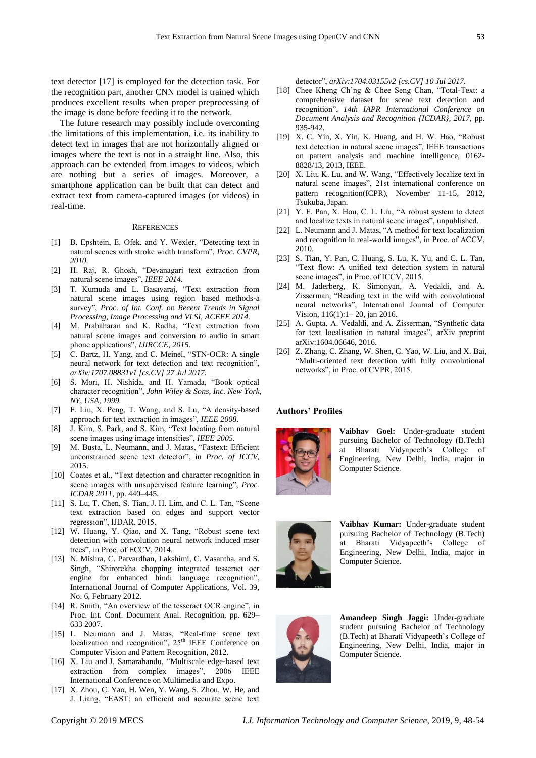text detector [17] is employed for the detection task. For the recognition part, another CNN model is trained which produces excellent results when proper preprocessing of the image is done before feeding it to the network.

The future research may possibly include overcoming the limitations of this implementation, i.e. its inability to detect text in images that are not horizontally aligned or images where the text is not in a straight line. Also, this approach can be extended from images to videos, which are nothing but a series of images. Moreover, a smartphone application can be built that can detect and extract text from camera-captured images (or videos) in real-time.

## References

[1] B. Epshtein, E. Ofek, and Y. Wexler, "Detecting text in natural scenes with stroke width transform", *Proc. CVPR, 2010.*

[2] H. Raj, R. Ghosh, "Devanagari text extraction from natural scene images", *IEEE 2014.*

[3] T. Kumuda and L. Basavaraj, "Text extraction from natural scene images using region based methods-a survey", *Proc. of Int. Conf.* on *Recent Trends in Signal Processing, Image Processing and VLSI, ACEEE 2014.*

[4] M. Prabaharan and K. Radha, "Text extraction from natural scene images and conversion to audio in smart phone applications", *IJIRCCE, 2015.*

[5] C. Bartz, H. Yang, and C. Meinel, "STN-OCR: A single neural network for text detection and text recognition", *arXiv:1707.08831v1 [cs.CV] 27 Jul 2017.*

[6] S. Mori, H. Nishida, and H. Yamada, "Book optical character recognition", *John Wiley & Sons, Inc. New York, NY, USA, 1999.*

[7] F. Liu, X. Peng, T. Wang, and S. Lu, "A density-based approach for text extraction in images", *IEEE 2008*.

[8] J. Kim, S. Park, and S. Kim, "Text locating from natural scene images using image intensities", *IEEE 2005.*

[9] M. Busta, L. Neumann, and J. Matas, "Fastext: Efficient unconstrained scene text detector", in *Proc. of ICCV*, 2015.

[10] Coates et al., "Text detection and character recognition in scene images with unsupervised feature learning", *Proc. ICDAR 2011*, pp. 440–445.

[11] S. Lu, T. Chen, S. Tian, J. H. Lim, and C. L. Tan, "Scene text extraction based on edges and support vector regression", IJDAR, 2015.

[12] W. Huang, Y. Qiao, and X. Tang, "Robust scene text detection with convolution neural network induced mser trees", in Proc. of ECCV, 2014.

[13] N. Mishra, C. Patvardhan, Lakshimi, C. Vasantha, and S. Singh, "Shirorekha chopping integrated tesseract ocr engine for enhanced hindi language recognition", International Journal of Computer Applications, Vol. 39, No. 6, February 2012.

[14] R. Smith, "An overview of the tesseract OCR engine", in Proc. Int. Conf. Document Anal. Recognition, pp. 629–633 2007.

[15] L. Neumann and J. Matas, "Real-time scene text localization and recognition", 25th IEEE Conference on Computer Vision and Pattern Recognition, 2012.

[16] X. Liu and J. Samarabandu, "Multiscale edge-based text extraction from complex images", 2006 IEEE International Conference on Multimedia and Expo.

[17] X. Zhou, C. Yao, H. Wen, Y. Wang, S. Zhou, W. He, and J. Liang, "EAST: an efficient and accurate scene text detector", *arXiv:1704.03155v2 [cs.CV] 10 Jul 2017.*

[18] Chee Kheng Ch'ng & Chee Seng Chan, "Total-Text: a comprehensive dataset for scene text detection and recognition", *14th IAPR International Conference on Document Analysis and Recognition {ICDAR}, 2017*, pp. 935-942.

[19] X. C. Yin, X. Yin, K. Huang, and H. W. Hao, "Robust text detection in natural scene images", IEEE transactions on pattern analysis and machine intelligence, 0162-8828/13, 2013, IEEE.

[20] X. Liu, K. Lu, and W. Wang, "Effectively localize text in natural scene images", 21st international conference on pattern recognition(ICPR), November 11-15, 2012, Tsukuba, Japan.

[21] Y. F. Pan, X. Hou, C. L. Liu, "A robust system to detect and localize texts in natural scene images", unpublished.

[22] L. Neumann and J. Matas, "A method for text localization and recognition in real-world images", in Proc. of ACCV, 2010.

[23] S. Tian, Y. Pan, C. Huang, S. Lu, K. Yu, and C. L. Tan, "Text flow: A unified text detection system in natural scene images", in Proc. of ICCV, 2015.

[24] M. Jaderberg, K. Simonyan, A. Vedaldi, and A. Zisserman, "Reading text in the wild with convolutional neural networks", International Journal of Computer Vision, 116(1):1– 20, jan 2016.

[25] A. Gupta, A. Vedaldi, and A. Zisserman, "Synthetic data for text localisation in natural images", arXiv preprint arXiv:1604.06646, 2016.

[26] Z. Zhang, C. Zhang, W. Shen, C. Yao, W. Liu, and X. Bai, "Multi-oriented text detection with fully convolutional networks", in Proc. of CVPR, 2015.

## Authors' Profiles

**Vaibhav Goel:** Under-graduate student pursuing Bachelor of Technology (B.Tech) at Bharati Vidyapeeth's College of Engineering, New Delhi, India, major in Computer Science.

**Vaibhav Kumar:** Under-graduate student pursuing Bachelor of Technology (B.Tech) at Bharati Vidyapeeth's College of Engineering, New Delhi, India, major in Computer Science.

**Amandeep Singh Jaggi:** Under-graduate student pursuing Bachelor of Technology (B.Tech) at Bharati Vidyapeeth's College of Engineering, New Delhi, India, major in Computer Science.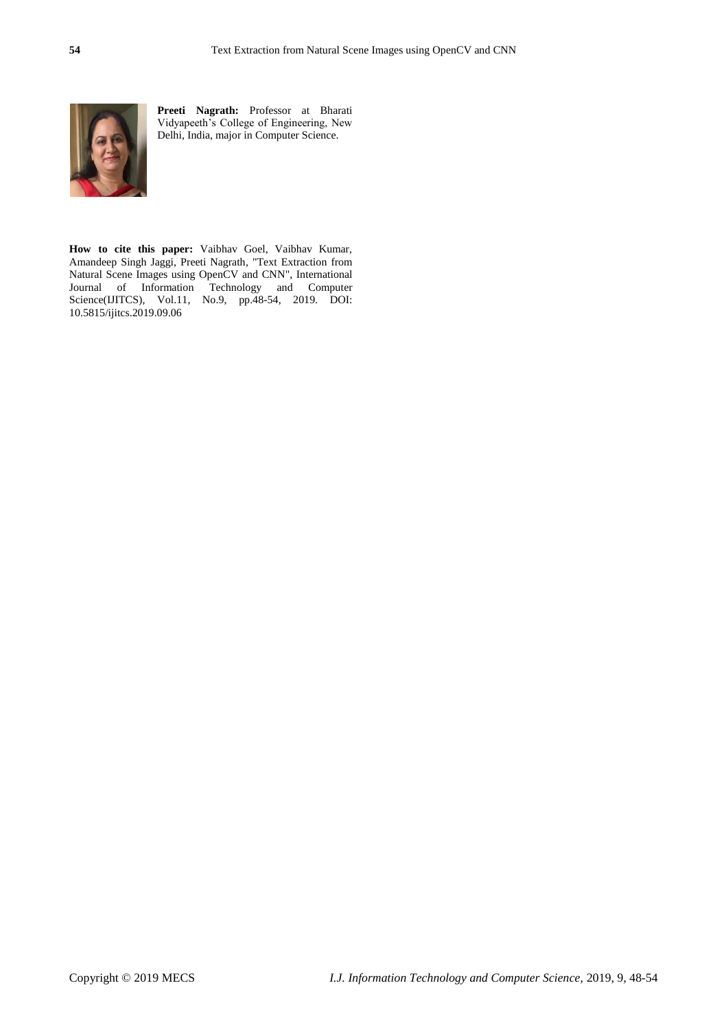**Preeti Nagrath:** Professor at Bharati Vidyapeeth's College of Engineering, New Delhi, India, major in Computer Science.

**How to cite this paper:** Vaibhav Goel, Vaibhav Kumar, Amandeep Singh Jaggi, Preeti Nagrath, "Text Extraction from Natural Scene Images using OpenCV and CNN", International Journal of Information Technology and Computer Science(IJITCS), Vol.11, No.9, pp.48-54, 2019. DOI: 10.5815/ijitcs.2019.09.06